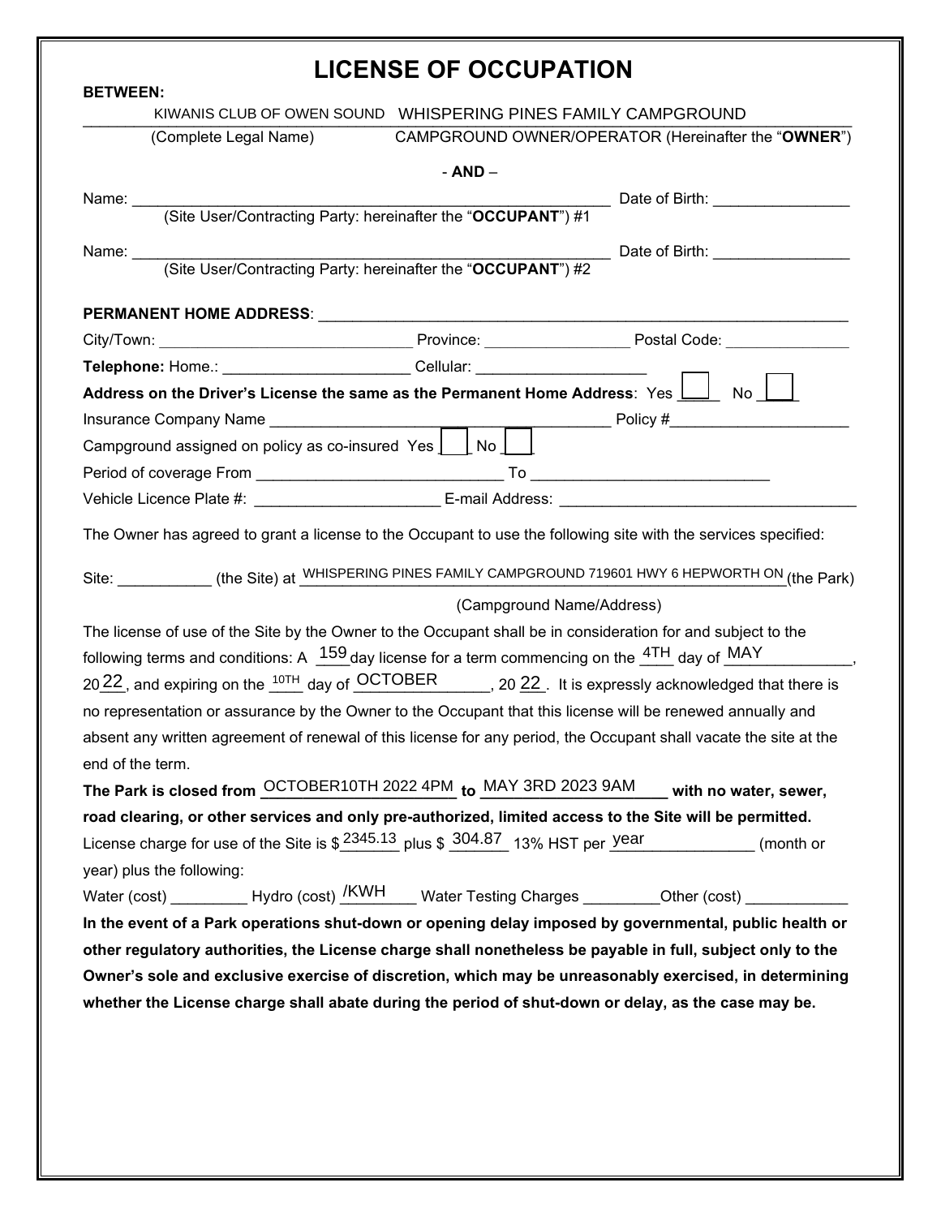# LICENSE OF OCCUPATION

**BETWEEN:**

KIWANIS CLUB OF OWEN SOUND WHISPERING PINES FAMILY CAMPGROUND
(Complete Legal Name) CAMPGROUND OWNER/OPERATOR (Hereinafter the "**OWNER**")

\- **AND** –

Name: ______________________________ Date of Birth: ________________
(Site User/Contracting Party: hereinafter the "**OCCUPANT**") #1

Name: ______________________________ Date of Birth: ________________
(Site User/Contracting Party: hereinafter the "**OCCUPANT**") #2

**PERMANENT HOME ADDRESS**: ______________________________

City/Town: ______________________ Province: ________________ Postal Code: _______________

**Telephone:** Home.: _____________________ Cellular: ___________________

**Address on the Driver's License the same as the Permanent Home Address**: Yes ☐ No ☐

Insurance Company Name ______________________________ Policy #____________________

Campground assigned on policy as co-insured Yes ☐ No ☐

Period of coverage From ____________________________ To ___________________________

Vehicle Licence Plate #: _____________________ E-mail Address: __________________________________

The Owner has agreed to grant a license to the Occupant to use the following site with the services specified:

Site: ___________ (the Site) at WHISPERING PINES FAMILY CAMPGROUND 719601 HWY 6 HEPWORTH ON (the Park)
(Campground Name/Address)

The license of use of the Site by the Owner to the Occupant shall be in consideration for and subject to the following terms and conditions: A 159 day license for a term commencing on the 4TH day of MAY, 20 22, and expiring on the 10TH day of OCTOBER, 20 22. It is expressly acknowledged that there is no representation or assurance by the Owner to the Occupant that this license will be renewed annually and absent any written agreement of renewal of this license for any period, the Occupant shall vacate the site at the end of the term.

**The Park is closed from** OCTOBER10TH 2022 4PM **to** MAY 3RD 2023 9AM **with no water, sewer, road clearing, or other services and only pre-authorized, limited access to the Site will be permitted.**

License charge for use of the Site is $2345.13 plus $ 304.87 13% HST per year (month or year) plus the following:

Water (cost) _________ Hydro (cost) /KWH Water Testing Charges _________Other (cost) ____________

**In the event of a Park operations shut-down or opening delay imposed by governmental, public health or other regulatory authorities, the License charge shall nonetheless be payable in full, subject only to the Owner's sole and exclusive exercise of discretion, which may be unreasonably exercised, in determining whether the License charge shall abate during the period of shut-down or delay, as the case may be.**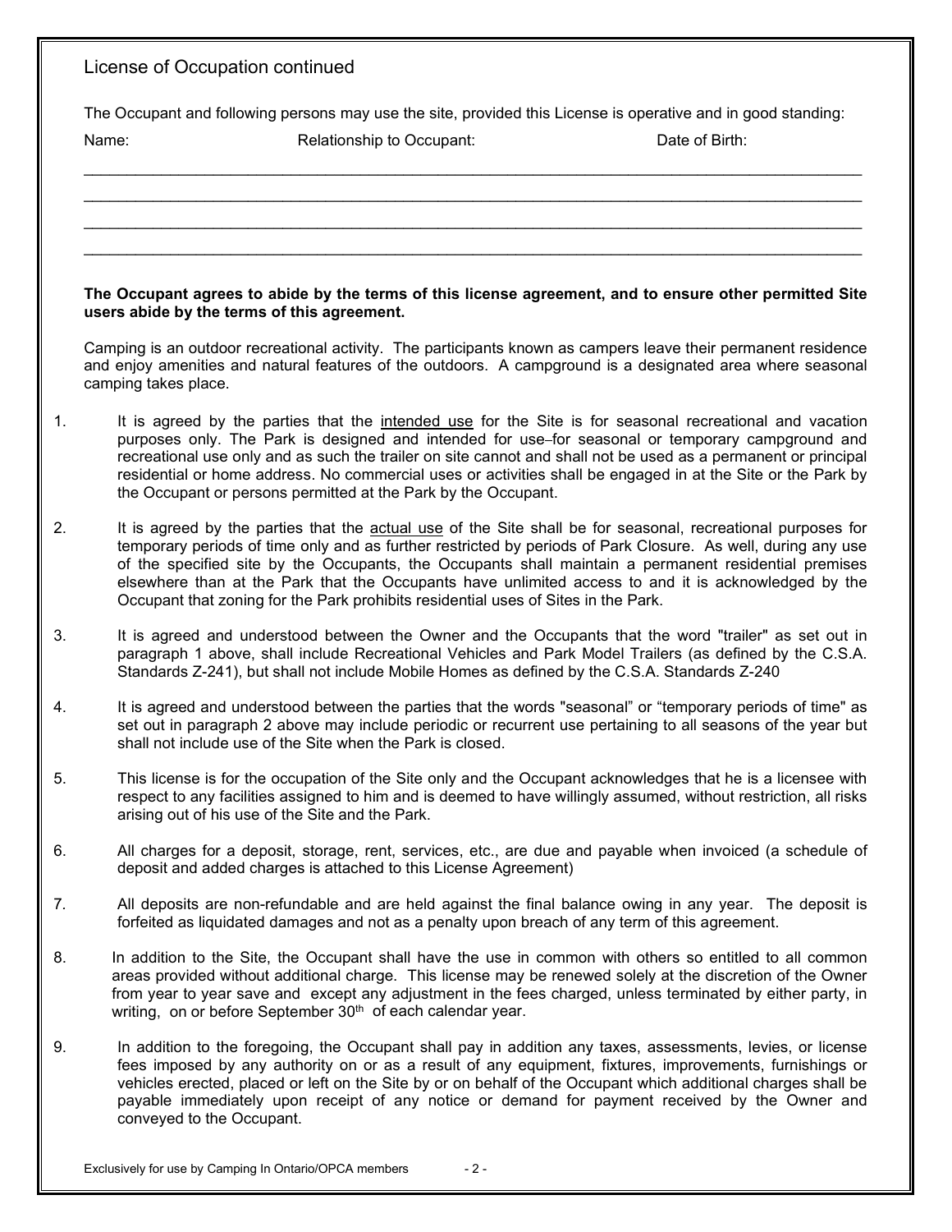License of Occupation continued

The Occupant and following persons may use the site, provided this License is operative and in good standing:

| Name: | Relationship to Occupant: | Date of Birth: |
|---|---|---|
| | | |
| | | |
| | | |
| | | |

**The Occupant agrees to abide by the terms of this license agreement, and to ensure other permitted Site users abide by the terms of this agreement.**

Camping is an outdoor recreational activity. The participants known as campers leave their permanent residence and enjoy amenities and natural features of the outdoors. A campground is a designated area where seasonal camping takes place.

1. It is agreed by the parties that the <u>intended use</u> for the Site is for seasonal recreational and vacation purposes only. The Park is designed and intended for use for seasonal or temporary campground and recreational use only and as such the trailer on site cannot and shall not be used as a permanent or principal residential or home address. No commercial uses or activities shall be engaged in at the Site or the Park by the Occupant or persons permitted at the Park by the Occupant.

2. It is agreed by the parties that the <u>actual use</u> of the Site shall be for seasonal, recreational purposes for temporary periods of time only and as further restricted by periods of Park Closure. As well, during any use of the specified site by the Occupants, the Occupants shall maintain a permanent residential premises elsewhere than at the Park that the Occupants have unlimited access to and it is acknowledged by the Occupant that zoning for the Park prohibits residential uses of Sites in the Park.

3. It is agreed and understood between the Owner and the Occupants that the word "trailer" as set out in paragraph 1 above, shall include Recreational Vehicles and Park Model Trailers (as defined by the C.S.A. Standards Z-241), but shall not include Mobile Homes as defined by the C.S.A. Standards Z-240

4. It is agreed and understood between the parties that the words "seasonal" or "temporary periods of time" as set out in paragraph 2 above may include periodic or recurrent use pertaining to all seasons of the year but shall not include use of the Site when the Park is closed.

5. This license is for the occupation of the Site only and the Occupant acknowledges that he is a licensee with respect to any facilities assigned to him and is deemed to have willingly assumed, without restriction, all risks arising out of his use of the Site and the Park.

6. All charges for a deposit, storage, rent, services, etc., are due and payable when invoiced (a schedule of deposit and added charges is attached to this License Agreement)

7. All deposits are non-refundable and are held against the final balance owing in any year. The deposit is forfeited as liquidated damages and not as a penalty upon breach of any term of this agreement.

8. In addition to the Site, the Occupant shall have the use in common with others so entitled to all common areas provided without additional charge. This license may be renewed solely at the discretion of the Owner from year to year save and except any adjustment in the fees charged, unless terminated by either party, in writing, on or before September 30th of each calendar year.

9. In addition to the foregoing, the Occupant shall pay in addition any taxes, assessments, levies, or license fees imposed by any authority on or as a result of any equipment, fixtures, improvements, furnishings or vehicles erected, placed or left on the Site by or on behalf of the Occupant which additional charges shall be payable immediately upon receipt of any notice or demand for payment received by the Owner and conveyed to the Occupant.

Exclusively for use by Camping In Ontario/OPCA members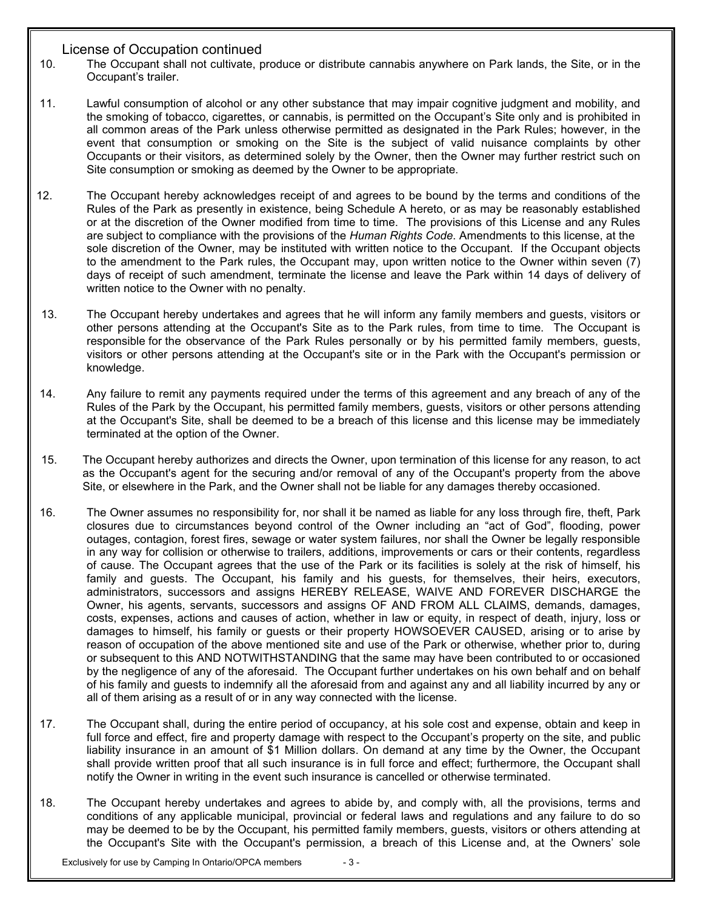License of Occupation continued

10. The Occupant shall not cultivate, produce or distribute cannabis anywhere on Park lands, the Site, or in the Occupant's trailer.

11. Lawful consumption of alcohol or any other substance that may impair cognitive judgment and mobility, and the smoking of tobacco, cigarettes, or cannabis, is permitted on the Occupant's Site only and is prohibited in all common areas of the Park unless otherwise permitted as designated in the Park Rules; however, in the event that consumption or smoking on the Site is the subject of valid nuisance complaints by other Occupants or their visitors, as determined solely by the Owner, then the Owner may further restrict such on Site consumption or smoking as deemed by the Owner to be appropriate.

12. The Occupant hereby acknowledges receipt of and agrees to be bound by the terms and conditions of the Rules of the Park as presently in existence, being Schedule A hereto, or as may be reasonably established or at the discretion of the Owner modified from time to time. The provisions of this License and any Rules are subject to compliance with the provisions of the *Human Rights Code*. Amendments to this license, at the sole discretion of the Owner, may be instituted with written notice to the Occupant. If the Occupant objects to the amendment to the Park rules, the Occupant may, upon written notice to the Owner within seven (7) days of receipt of such amendment, terminate the license and leave the Park within 14 days of delivery of written notice to the Owner with no penalty.

13. The Occupant hereby undertakes and agrees that he will inform any family members and guests, visitors or other persons attending at the Occupant's Site as to the Park rules, from time to time. The Occupant is responsible for the observance of the Park Rules personally or by his permitted family members, guests, visitors or other persons attending at the Occupant's site or in the Park with the Occupant's permission or knowledge.

14. Any failure to remit any payments required under the terms of this agreement and any breach of any of the Rules of the Park by the Occupant, his permitted family members, guests, visitors or other persons attending at the Occupant's Site, shall be deemed to be a breach of this license and this license may be immediately terminated at the option of the Owner.

15. The Occupant hereby authorizes and directs the Owner, upon termination of this license for any reason, to act as the Occupant's agent for the securing and/or removal of any of the Occupant's property from the above Site, or elsewhere in the Park, and the Owner shall not be liable for any damages thereby occasioned.

16. The Owner assumes no responsibility for, nor shall it be named as liable for any loss through fire, theft, Park closures due to circumstances beyond control of the Owner including an "act of God", flooding, power outages, contagion, forest fires, sewage or water system failures, nor shall the Owner be legally responsible in any way for collision or otherwise to trailers, additions, improvements or cars or their contents, regardless of cause. The Occupant agrees that the use of the Park or its facilities is solely at the risk of himself, his family and guests. The Occupant, his family and his guests, for themselves, their heirs, executors, administrators, successors and assigns HEREBY RELEASE, WAIVE AND FOREVER DISCHARGE the Owner, his agents, servants, successors and assigns OF AND FROM ALL CLAIMS, demands, damages, costs, expenses, actions and causes of action, whether in law or equity, in respect of death, injury, loss or damages to himself, his family or guests or their property HOWSOEVER CAUSED, arising or to arise by reason of occupation of the above mentioned site and use of the Park or otherwise, whether prior to, during or subsequent to this AND NOTWITHSTANDING that the same may have been contributed to or occasioned by the negligence of any of the aforesaid. The Occupant further undertakes on his own behalf and on behalf of his family and guests to indemnify all the aforesaid from and against any and all liability incurred by any or all of them arising as a result of or in any way connected with the license.

17. The Occupant shall, during the entire period of occupancy, at his sole cost and expense, obtain and keep in full force and effect, fire and property damage with respect to the Occupant's property on the site, and public liability insurance in an amount of $1 Million dollars. On demand at any time by the Owner, the Occupant shall provide written proof that all such insurance is in full force and effect; furthermore, the Occupant shall notify the Owner in writing in the event such insurance is cancelled or otherwise terminated.

18. The Occupant hereby undertakes and agrees to abide by, and comply with, all the provisions, terms and conditions of any applicable municipal, provincial or federal laws and regulations and any failure to do so may be deemed to be by the Occupant, his permitted family members, guests, visitors or others attending at the Occupant's Site with the Occupant's permission, a breach of this License and, at the Owners' sole

Exclusively for use by Camping In Ontario/OPCA members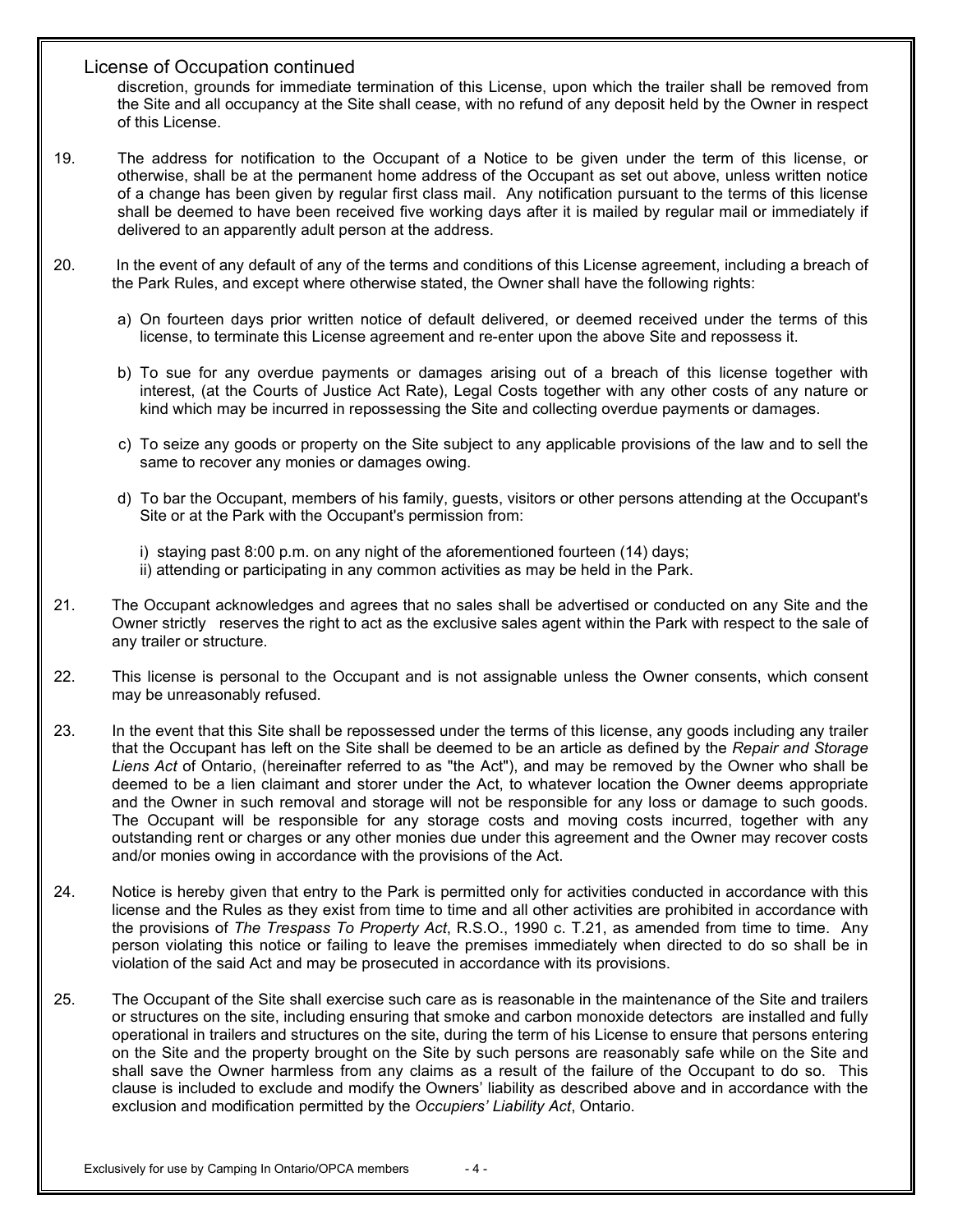## License of Occupation continued

discretion, grounds for immediate termination of this License, upon which the trailer shall be removed from the Site and all occupancy at the Site shall cease, with no refund of any deposit held by the Owner in respect of this License.

19. The address for notification to the Occupant of a Notice to be given under the term of this license, or otherwise, shall be at the permanent home address of the Occupant as set out above, unless written notice of a change has been given by regular first class mail. Any notification pursuant to the terms of this license shall be deemed to have been received five working days after it is mailed by regular mail or immediately if delivered to an apparently adult person at the address.

20. In the event of any default of any of the terms and conditions of this License agreement, including a breach of the Park Rules, and except where otherwise stated, the Owner shall have the following rights:

    a) On fourteen days prior written notice of default delivered, or deemed received under the terms of this license, to terminate this License agreement and re-enter upon the above Site and repossess it.

    b) To sue for any overdue payments or damages arising out of a breach of this license together with interest, (at the Courts of Justice Act Rate), Legal Costs together with any other costs of any nature or kind which may be incurred in repossessing the Site and collecting overdue payments or damages.

    c) To seize any goods or property on the Site subject to any applicable provisions of the law and to sell the same to recover any monies or damages owing.

    d) To bar the Occupant, members of his family, guests, visitors or other persons attending at the Occupant's Site or at the Park with the Occupant's permission from:

        i) staying past 8:00 p.m. on any night of the aforementioned fourteen (14) days;
        ii) attending or participating in any common activities as may be held in the Park.

21. The Occupant acknowledges and agrees that no sales shall be advertised or conducted on any Site and the Owner strictly reserves the right to act as the exclusive sales agent within the Park with respect to the sale of any trailer or structure.

22. This license is personal to the Occupant and is not assignable unless the Owner consents, which consent may be unreasonably refused.

23. In the event that this Site shall be repossessed under the terms of this license, any goods including any trailer that the Occupant has left on the Site shall be deemed to be an article as defined by the *Repair and Storage Liens Act* of Ontario, (hereinafter referred to as "the Act"), and may be removed by the Owner who shall be deemed to be a lien claimant and storer under the Act, to whatever location the Owner deems appropriate and the Owner in such removal and storage will not be responsible for any loss or damage to such goods. The Occupant will be responsible for any storage costs and moving costs incurred, together with any outstanding rent or charges or any other monies due under this agreement and the Owner may recover costs and/or monies owing in accordance with the provisions of the Act.

24. Notice is hereby given that entry to the Park is permitted only for activities conducted in accordance with this license and the Rules as they exist from time to time and all other activities are prohibited in accordance with the provisions of *The Trespass To Property Act*, R.S.O., 1990 c. T.21, as amended from time to time. Any person violating this notice or failing to leave the premises immediately when directed to do so shall be in violation of the said Act and may be prosecuted in accordance with its provisions.

25. The Occupant of the Site shall exercise such care as is reasonable in the maintenance of the Site and trailers or structures on the site, including ensuring that smoke and carbon monoxide detectors are installed and fully operational in trailers and structures on the site, during the term of his License to ensure that persons entering on the Site and the property brought on the Site by such persons are reasonably safe while on the Site and shall save the Owner harmless from any claims as a result of the failure of the Occupant to do so. This clause is included to exclude and modify the Owners' liability as described above and in accordance with the exclusion and modification permitted by the *Occupiers' Liability Act*, Ontario.

Exclusively for use by Camping In Ontario/OPCA members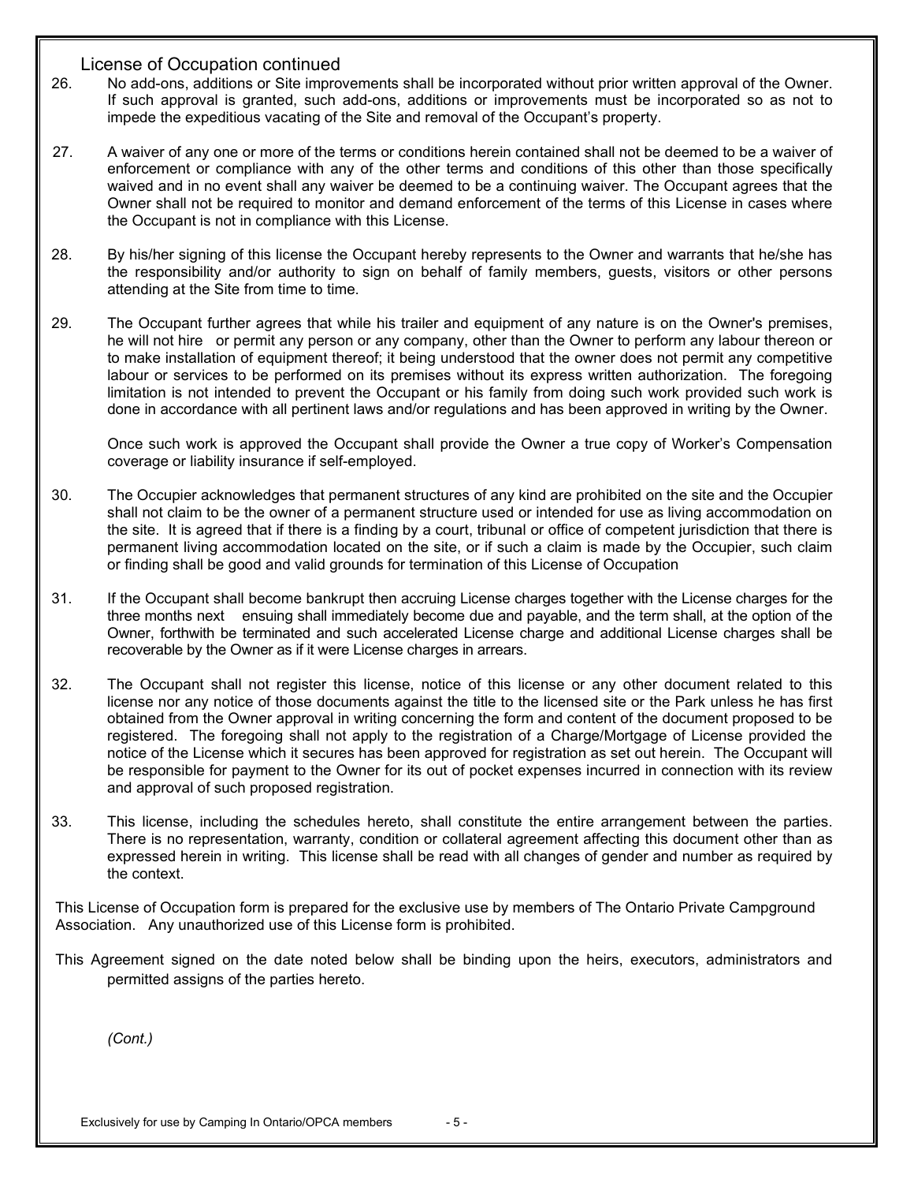## License of Occupation continued

26. No add-ons, additions or Site improvements shall be incorporated without prior written approval of the Owner. If such approval is granted, such add-ons, additions or improvements must be incorporated so as not to impede the expeditious vacating of the Site and removal of the Occupant's property.

27. A waiver of any one or more of the terms or conditions herein contained shall not be deemed to be a waiver of enforcement or compliance with any of the other terms and conditions of this other than those specifically waived and in no event shall any waiver be deemed to be a continuing waiver. The Occupant agrees that the Owner shall not be required to monitor and demand enforcement of the terms of this License in cases where the Occupant is not in compliance with this License.

28. By his/her signing of this license the Occupant hereby represents to the Owner and warrants that he/she has the responsibility and/or authority to sign on behalf of family members, guests, visitors or other persons attending at the Site from time to time.

29. The Occupant further agrees that while his trailer and equipment of any nature is on the Owner's premises, he will not hire or permit any person or any company, other than the Owner to perform any labour thereon or to make installation of equipment thereof; it being understood that the owner does not permit any competitive labour or services to be performed on its premises without its express written authorization. The foregoing limitation is not intended to prevent the Occupant or his family from doing such work provided such work is done in accordance with all pertinent laws and/or regulations and has been approved in writing by the Owner.

    Once such work is approved the Occupant shall provide the Owner a true copy of Worker's Compensation coverage or liability insurance if self-employed.

30. The Occupier acknowledges that permanent structures of any kind are prohibited on the site and the Occupier shall not claim to be the owner of a permanent structure used or intended for use as living accommodation on the site. It is agreed that if there is a finding by a court, tribunal or office of competent jurisdiction that there is permanent living accommodation located on the site, or if such a claim is made by the Occupier, such claim or finding shall be good and valid grounds for termination of this License of Occupation

31. If the Occupant shall become bankrupt then accruing License charges together with the License charges for the three months next ensuing shall immediately become due and payable, and the term shall, at the option of the Owner, forthwith be terminated and such accelerated License charge and additional License charges shall be recoverable by the Owner as if it were License charges in arrears.

32. The Occupant shall not register this license, notice of this license or any other document related to this license nor any notice of those documents against the title to the licensed site or the Park unless he has first obtained from the Owner approval in writing concerning the form and content of the document proposed to be registered. The foregoing shall not apply to the registration of a Charge/Mortgage of License provided the notice of the License which it secures has been approved for registration as set out herein. The Occupant will be responsible for payment to the Owner for its out of pocket expenses incurred in connection with its review and approval of such proposed registration.

33. This license, including the schedules hereto, shall constitute the entire arrangement between the parties. There is no representation, warranty, condition or collateral agreement affecting this document other than as expressed herein in writing. This license shall be read with all changes of gender and number as required by the context.

This License of Occupation form is prepared for the exclusive use by members of The Ontario Private Campground Association. Any unauthorized use of this License form is prohibited.

This Agreement signed on the date noted below shall be binding upon the heirs, executors, administrators and permitted assigns of the parties hereto.

*(Cont.)*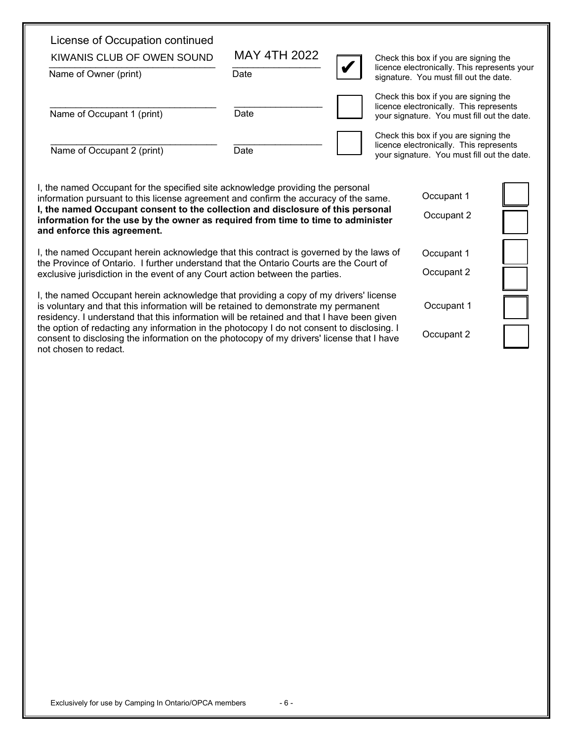License of Occupation continued

| | | | |
|---|---|---|---|
| KIWANIS CLUB OF OWEN SOUND<br>Name of Owner (print) | MAY 4TH 2022<br>Date | ✔ | Check this box if you are signing the licence electronically. This represents your signature. You must fill out the date. |
| Name of Occupant 1 (print) | Date | ☐ | Check this box if you are signing the licence electronically. This represents your signature. You must fill out the date. |
| Name of Occupant 2 (print) | Date | ☐ | Check this box if you are signing the licence electronically. This represents your signature. You must fill out the date. |

I, the named Occupant for the specified site acknowledge providing the personal information pursuant to this license agreement and confirm the accuracy of the same. **I, the named Occupant consent to the collection and disclosure of this personal information for the use by the owner as required from time to time to administer and enforce this agreement.**

Occupant 1 ☐
Occupant 2 ☐

I, the named Occupant herein acknowledge that this contract is governed by the laws of the Province of Ontario. I further understand that the Ontario Courts are the Court of exclusive jurisdiction in the event of any Court action between the parties.

Occupant 1 ☐
Occupant 2 ☐

I, the named Occupant herein acknowledge that providing a copy of my drivers' license is voluntary and that this information will be retained to demonstrate my permanent residency. I understand that this information will be retained and that I have been given the option of redacting any information in the photocopy I do not consent to disclosing. I consent to disclosing the information on the photocopy of my drivers' license that I have not chosen to redact.

Occupant 1 ☐
Occupant 2 ☐

Exclusively for use by Camping In Ontario/OPCA members